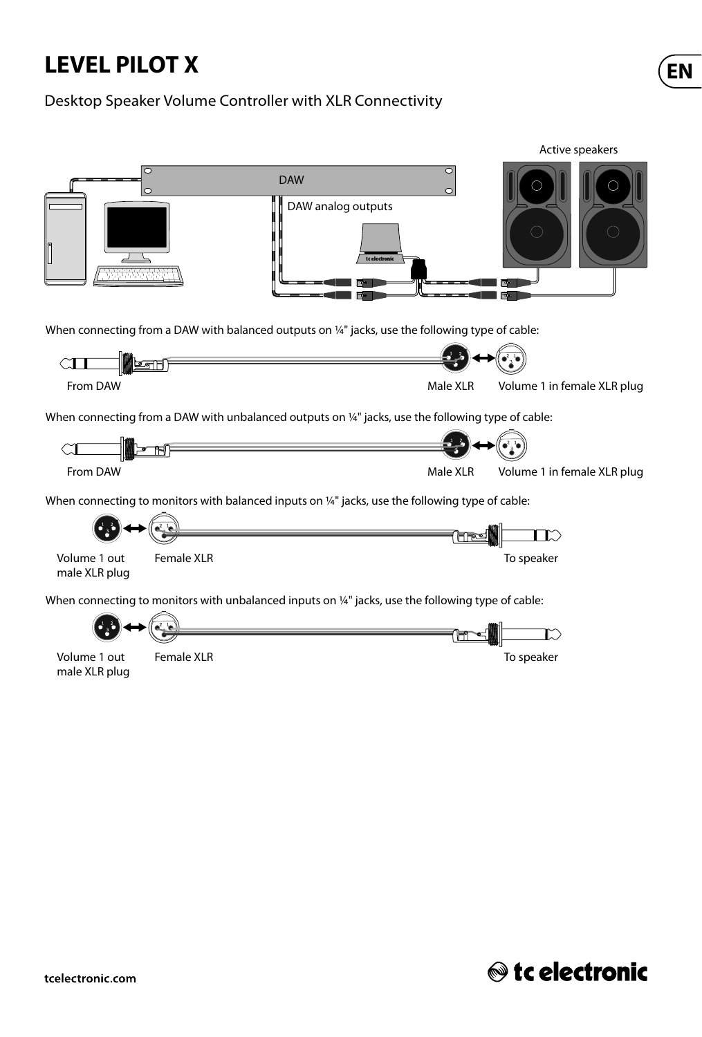# LEVEL PILOT X

Desktop Speaker Volume Controller with XLR Connectivity

Active speakers

DAW

DAW analog outputs

When connecting from a DAW with balanced outputs on ¼" jacks, use the following type of cable:

From DAW — Male XLR — Volume 1 in female XLR plug

When connecting from a DAW with unbalanced outputs on ¼" jacks, use the following type of cable:

From DAW — Male XLR — Volume 1 in female XLR plug

When connecting to monitors with balanced inputs on ¼" jacks, use the following type of cable:

Volume 1 out male XLR plug — Female XLR — To speaker

When connecting to monitors with unbalanced inputs on ¼" jacks, use the following type of cable:

Volume 1 out male XLR plug — Female XLR — To speaker

tcelectronic.com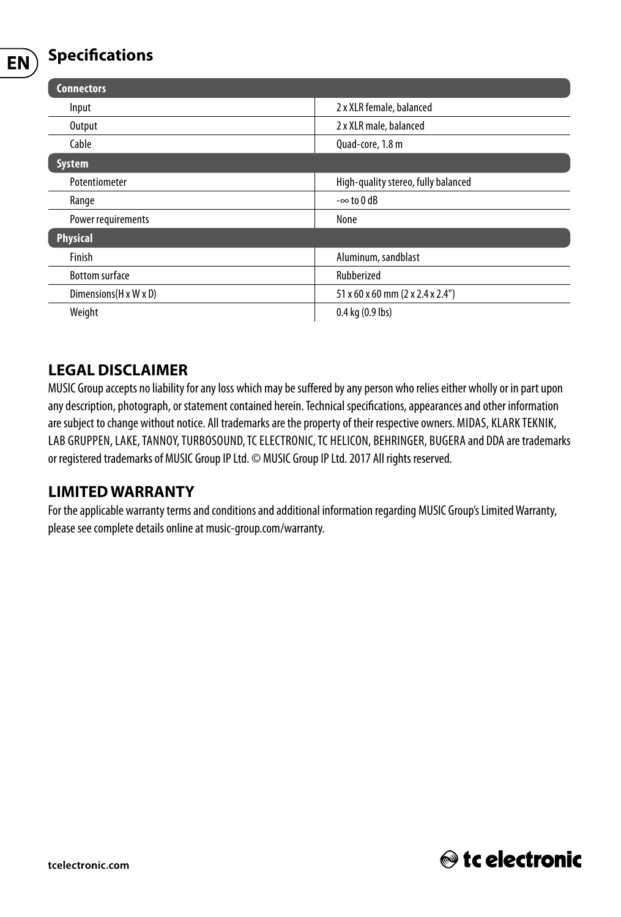## Specifications

| | |
|---|---|
| **Connectors** | |
| Input | 2 x XLR female, balanced |
| Output | 2 x XLR male, balanced |
| Cable | Quad-core, 1.8 m |
| **System** | |
| Potentiometer | High-quality stereo, fully balanced |
| Range | -∞ to 0 dB |
| Power requirements | None |
| **Physical** | |
| Finish | Aluminum, sandblast |
| Bottom surface | Rubberized |
| Dimensions(H x W x D) | 51 x 60 x 60 mm (2 x 2.4 x 2.4") |
| Weight | 0.4 kg (0.9 lbs) |

## LEGAL DISCLAIMER

MUSIC Group accepts no liability for any loss which may be suffered by any person who relies either wholly or in part upon any description, photograph, or statement contained herein. Technical specifications, appearances and other information are subject to change without notice. All trademarks are the property of their respective owners. MIDAS, KLARK TEKNIK, LAB GRUPPEN, LAKE, TANNOY, TURBOSOUND, TC ELECTRONIC, TC HELICON, BEHRINGER, BUGERA and DDA are trademarks or registered trademarks of MUSIC Group IP Ltd. © MUSIC Group IP Ltd. 2017 All rights reserved.

## LIMITED WARRANTY

For the applicable warranty terms and conditions and additional information regarding MUSIC Group's Limited Warranty, please see complete details online at music-group.com/warranty.

tcelectronic.com

tc electronic